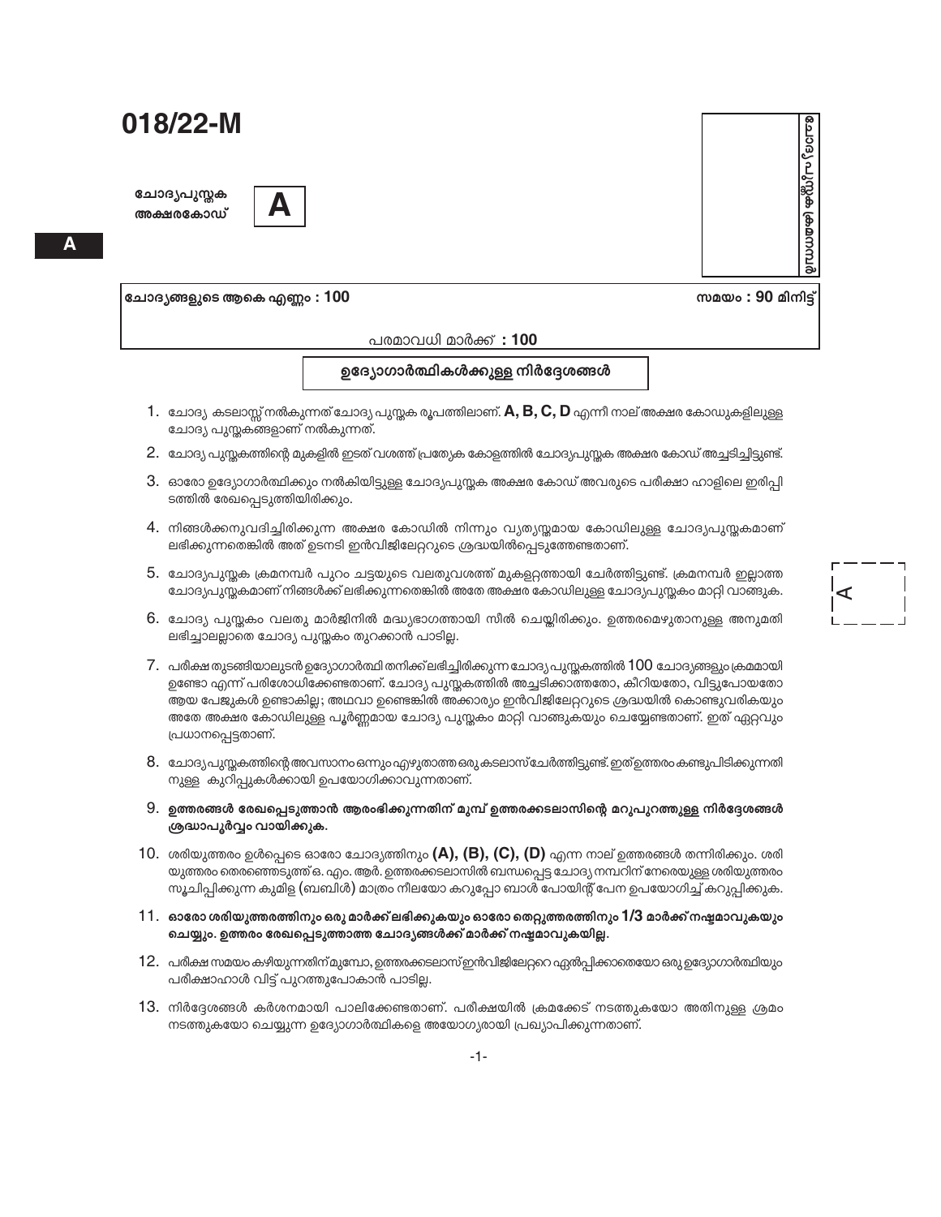# 018/22-M

ചോദ്യപുസ്തക അക്ഷരകോഡ് **A**

**A**

ഉദ്യോഗാർത്ഥിയുടെ ക്രമനമ്പർ

ചോദ്യങ്ങളുടെ ആകെ എണ്ണം : 100

സമയം : 90 മിനിട്ട്

പരമാവധി മാർക്ക് : 100

## ഉദ്യോഗാർത്ഥികൾക്കുള്ള നിർദ്ദേശങ്ങൾ

1. ചോദ്യ കടലാസ്സ് നൽകുന്നത് ചോദ്യ പുസ്തക രൂപത്തിലാണ്. **A, B, C, D** എന്നീ നാല് അക്ഷര കോഡുകളിലുള്ള ചോദ്യ പുസ്തകങ്ങളാണ് നൽകുന്നത്.
2. ചോദ്യ പുസ്തകത്തിന്റെ മുകളിൽ ഇടത് വശത്ത് പ്രത്യേക കോളത്തിൽ ചോദ്യപുസ്തക അക്ഷര കോഡ് അച്ചടിച്ചിട്ടുണ്ട്.
3. ഓരോ ഉദ്യോഗാർത്ഥിക്കും നൽകിയിട്ടുള്ള ചോദ്യപുസ്തക അക്ഷര കോഡ് അവരുടെ പരീക്ഷാ ഹാളിലെ ഇരിപ്പിടത്തിൽ രേഖപ്പെടുത്തിയിരിക്കും.
4. നിങ്ങൾക്കനുവദിച്ചിരിക്കുന്ന അക്ഷര കോഡിൽ നിന്നും വ്യത്യസ്തമായ കോഡിലുള്ള ചോദ്യപുസ്തകമാണ് ലഭിക്കുന്നതെങ്കിൽ അത് ഉടനടി ഇൻവിജിലേറ്ററുടെ ശ്രദ്ധയിൽപ്പെടുത്തേണ്ടതാണ്.
5. ചോദ്യപുസ്തക ക്രമനമ്പർ പുറം ചട്ടയുടെ വലതുവശത്ത് മുകളറ്റത്തായി ചേർത്തിട്ടുണ്ട്. ക്രമനമ്പർ ഇല്ലാത്ത ചോദ്യപുസ്തകമാണ് നിങ്ങൾക്ക് ലഭിക്കുന്നതെങ്കിൽ അതേ അക്ഷര കോഡിലുള്ള ചോദ്യപുസ്തകം മാറ്റി വാങ്ങുക.
6. ചോദ്യ പുസ്തകം വലതു മാർജിനിൽ മദ്ധ്യഭാഗത്തായി സീൽ ചെയ്തിരിക്കും. ഉത്തരമെഴുതാനുള്ള അനുമതി ലഭിച്ചാലല്ലാതെ ചോദ്യ പുസ്തകം തുറക്കാൻ പാടില്ല.
7. പരീക്ഷ തുടങ്ങിയാലുടൻ ഉദ്യോഗാർത്ഥി തനിക്ക് ലഭിച്ചിരിക്കുന്ന ചോദ്യ പുസ്തകത്തിൽ 100 ചോദ്യങ്ങളും ക്രമമായി ഉണ്ടോ എന്ന് പരിശോധിക്കേണ്ടതാണ്. ചോദ്യ പുസ്തകത്തിൽ അച്ചടിക്കാത്തതോ, കീറിയതോ, വിട്ടുപോയതോ ആയ പേജുകൾ ഉണ്ടാകില്ല; അഥവാ ഉണ്ടെങ്കിൽ അക്കാര്യം ഇൻവിജിലേറ്ററുടെ ശ്രദ്ധയിൽ കൊണ്ടുവരികയും അതേ അക്ഷര കോഡിലുള്ള പൂർണ്ണമായ ചോദ്യ പുസ്തകം മാറ്റി വാങ്ങുകയും ചെയ്യേണ്ടതാണ്. ഇത് ഏറ്റവും പ്രധാനപ്പെട്ടതാണ്.
8. ചോദ്യപുസ്തകത്തിന്റെ അവസാനം ഒന്നും എഴുതാത്ത ഒരു കടലാസ് ചേർത്തിട്ടുണ്ട്. ഇത് ഉത്തരം കണ്ടുപിടിക്കുന്നതിനുള്ള കുറിപ്പുകൾക്കായി ഉപയോഗിക്കാവുന്നതാണ്.
9. **ഉത്തരങ്ങൾ രേഖപ്പെടുത്താൻ ആരംഭിക്കുന്നതിന് മുമ്പ് ഉത്തരക്കടലാസിന്റെ മറുപുറത്തുള്ള നിർദ്ദേശങ്ങൾ ശ്രദ്ധാപൂർവ്വം വായിക്കുക.**
10. ശരിയുത്തരം ഉൾപ്പെടെ ഓരോ ചോദ്യത്തിനും **(A), (B), (C), (D)** എന്ന നാല് ഉത്തരങ്ങൾ തന്നിരിക്കും. ശരിയുത്തരം തെരഞ്ഞെടുത്ത് ഒ. എം. ആർ. ഉത്തരക്കടലാസിൽ ബന്ധപ്പെട്ട ചോദ്യ നമ്പറിന് നേരെയുള്ള ശരിയുത്തരം സൂചിപ്പിക്കുന്ന കുമിള (ബബിൾ) മാത്രം നീലയോ കറുപ്പോ ബാൾ പോയിന്റ് പേന ഉപയോഗിച്ച് കറുപ്പിക്കുക.
11. **ഓരോ ശരിയുത്തരത്തിനും ഒരു മാർക്ക് ലഭിക്കുകയും ഓരോ തെറ്റുത്തരത്തിനും 1/3 മാർക്ക് നഷ്ടമാവുകയും ചെയ്യും. ഉത്തരം രേഖപ്പെടുത്താത്ത ചോദ്യങ്ങൾക്ക് മാർക്ക് നഷ്ടമാവുകയില്ല.**
12. പരീക്ഷ സമയം കഴിയുന്നതിന് മുമ്പോ, ഉത്തരക്കടലാസ് ഇൻവിജിലേറ്ററെ ഏൽപ്പിക്കാതെയോ ഒരു ഉദ്യോഗാർത്ഥിയും പരീക്ഷാഹാൾ വിട്ട് പുറത്തുപോകാൻ പാടില്ല.
13. നിർദ്ദേശങ്ങൾ കർശനമായി പാലിക്കേണ്ടതാണ്. പരീക്ഷയിൽ ക്രമക്കേട് നടത്തുകയോ അതിനുള്ള ശ്രമം നടത്തുകയോ ചെയ്യുന്ന ഉദ്യോഗാർത്ഥികളെ അയോഗ്യരായി പ്രഖ്യാപിക്കുന്നതാണ്.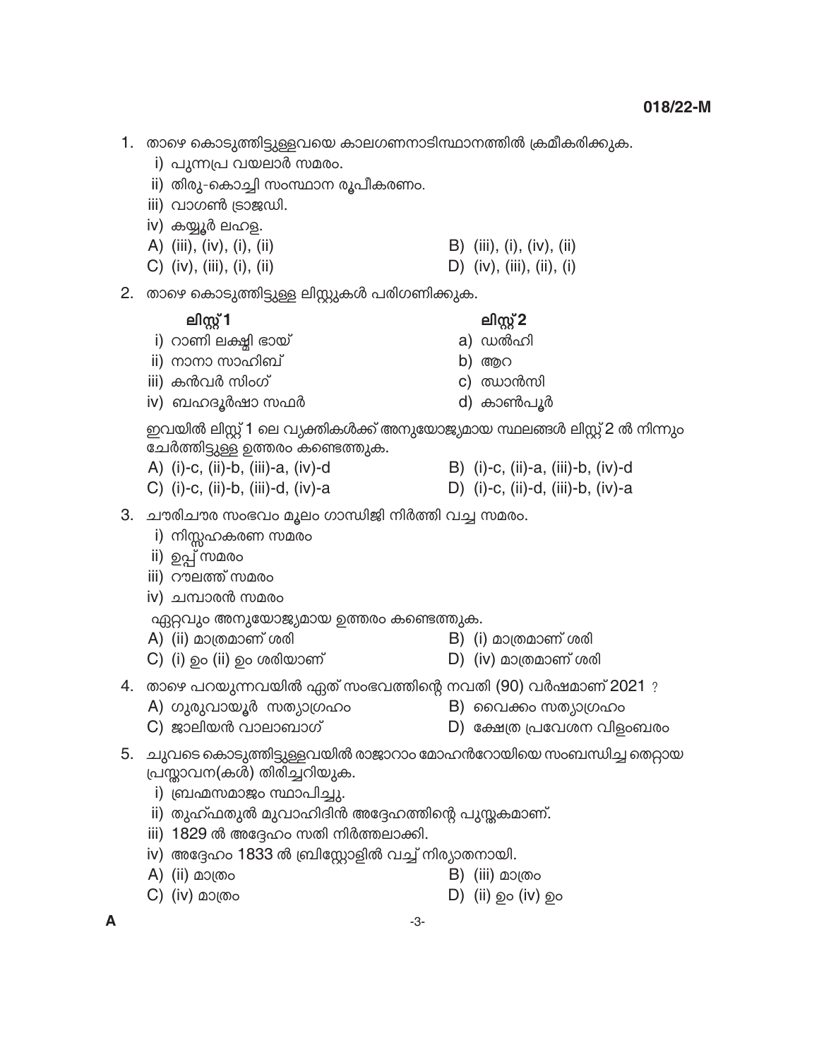1. താഴെ കൊടുത്തിട്ടുള്ളവയെ കാലഗണനാടിസ്ഥാനത്തിൽ ക്രമീകരിക്കുക.
   i) പുന്നപ്ര വയലാർ സമരം.
   ii) തിരു-കൊച്ചി സംസ്ഥാന രൂപീകരണം.
   iii) വാഗൺ ട്രാജഡി.
   iv) കയ്യൂർ ലഹള.

   A) (iii), (iv), (i), (ii)
   B) (iii), (i), (iv), (ii)
   C) (iv), (iii), (i), (ii)
   D) (iv), (iii), (ii), (i)

2. താഴെ കൊടുത്തിട്ടുള്ള ലിസ്റ്റുകൾ പരിഗണിക്കുക.

| ലിസ്റ്റ് 1 | ലിസ്റ്റ് 2 |
|---|---|
| i) റാണി ലക്ഷ്മി ഭായ് | a) ഡൽഹി |
| ii) നാനാ സാഹിബ് | b) ആറ |
| iii) കൻവർ സിംഗ് | c) ഝാൻസി |
| iv) ബഹദൂർഷാ സഫർ | d) കാൺപൂർ |

   ഇവയിൽ ലിസ്റ്റ് 1 ലെ വ്യക്തികൾക്ക് അനുയോജ്യമായ സ്ഥലങ്ങൾ ലിസ്റ്റ് 2 ൽ നിന്നും ചേർത്തിട്ടുള്ള ഉത്തരം കണ്ടെത്തുക.

   A) (i)-c, (ii)-b, (iii)-a, (iv)-d
   B) (i)-c, (ii)-a, (iii)-b, (iv)-d
   C) (i)-c, (ii)-b, (iii)-d, (iv)-a
   D) (i)-c, (ii)-d, (iii)-b, (iv)-a

3. ചൗരിചൗര സംഭവം മൂലം ഗാന്ധിജി നിർത്തി വച്ച സമരം.
   i) നിസ്സഹകരണ സമരം
   ii) ഉപ്പ് സമരം
   iii) റൗലത്ത് സമരം
   iv) ചമ്പാരൻ സമരം

   ഏറ്റവും അനുയോജ്യമായ ഉത്തരം കണ്ടെത്തുക.

   A) (ii) മാത്രമാണ് ശരി
   B) (i) മാത്രമാണ് ശരി
   C) (i) ഉം (ii) ഉം ശരിയാണ്
   D) (iv) മാത്രമാണ് ശരി

4. താഴെ പറയുന്നവയിൽ ഏത് സംഭവത്തിന്റെ നവതി (90) വർഷമാണ് 2021 ?

   A) ഗുരുവായൂർ സത്യാഗ്രഹം
   B) വൈക്കം സത്യാഗ്രഹം
   C) ജാലിയൻ വാലാബാഗ്
   D) ക്ഷേത്ര പ്രവേശന വിളംബരം

5. ചുവടെ കൊടുത്തിട്ടുള്ളവയിൽ രാജാറാം മോഹൻറോയിയെ സംബന്ധിച്ച തെറ്റായ പ്രസ്താവന(കൾ) തിരിച്ചറിയുക.
   i) ബ്രഹ്മസമാജം സ്ഥാപിച്ചു.
   ii) തുഹ്ഫത്തുൽ മുവാഹിദിൻ അദ്ദേഹത്തിന്റെ പുസ്തകമാണ്.
   iii) 1829 ൽ അദ്ദേഹം സതി നിർത്തലാക്കി.
   iv) അദ്ദേഹം 1833 ൽ ബ്രിസ്റ്റോളിൽ വച്ച് നിര്യാതനായി.

   A) (ii) മാത്രം
   B) (iii) മാത്രം
   C) (iv) മാത്രം
   D) (ii) ഉം (iv) ഉം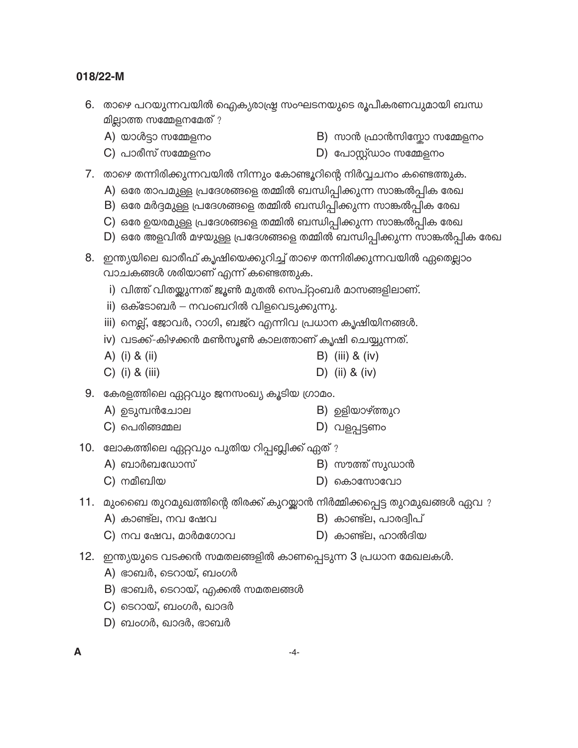6. താഴെ പറയുന്നവയിൽ ഐക്യരാഷ്ട്ര സംഘടനയുടെ രൂപീകരണവുമായി ബന്ധമില്ലാത്ത സമ്മേളനമേത് ?

   A) യാൾട്ടാ സമ്മേളനം
   B) സാൻ ഫ്രാൻസിസ്കോ സമ്മേളനം
   C) പാരീസ് സമ്മേളനം
   D) പോസ്റ്റ്ഡാം സമ്മേളനം

7. താഴെ തന്നിരിക്കുന്നവയിൽ നിന്നും കോണ്ടൂറിന്റെ നിർവ്വചനം കണ്ടെത്തുക.

   A) ഒരേ താപമുള്ള പ്രദേശങ്ങളെ തമ്മിൽ ബന്ധിപ്പിക്കുന്ന സാങ്കൽപ്പിക രേഖ
   B) ഒരേ മർദ്ദമുള്ള പ്രദേശങ്ങളെ തമ്മിൽ ബന്ധിപ്പിക്കുന്ന സാങ്കൽപ്പിക രേഖ
   C) ഒരേ ഉയരമുള്ള പ്രദേശങ്ങളെ തമ്മിൽ ബന്ധിപ്പിക്കുന്ന സാങ്കൽപ്പിക രേഖ
   D) ഒരേ അളവിൽ മഴയുള്ള പ്രദേശങ്ങളെ തമ്മിൽ ബന്ധിപ്പിക്കുന്ന സാങ്കൽപ്പിക രേഖ

8. ഇന്ത്യയിലെ ഖാരീഫ് കൃഷിയെക്കുറിച്ച് താഴെ തന്നിരിക്കുന്നവയിൽ ഏതെല്ലാം വാചകങ്ങൾ ശരിയാണ് എന്ന് കണ്ടെത്തുക.

   i) വിത്ത് വിതയ്ക്കുന്നത് ജൂൺ മുതൽ സെപ്റ്റംബർ മാസങ്ങളിലാണ്.
   ii) ഒക്ടോബർ – നവംബറിൽ വിളവെടുക്കുന്നു.
   iii) നെല്ല്, ജോവർ, റാഗി, ബജ്റ എന്നിവ പ്രധാന കൃഷിയിനങ്ങൾ.
   iv) വടക്ക്-കിഴക്കൻ മൺസൂൺ കാലത്താണ് കൃഷി ചെയ്യുന്നത്.

   A) (i) & (ii)
   B) (iii) & (iv)
   C) (i) & (iii)
   D) (ii) & (iv)

9. കേരളത്തിലെ ഏറ്റവും ജനസംഖ്യ കൂടിയ ഗ്രാമം.

   A) ഉടുമ്പൻചോല
   B) ഉളിയാഴ്ത്തുറ
   C) പെരിങ്ങമ്മല
   D) വളപ്പട്ടണം

10. ലോകത്തിലെ ഏറ്റവും പുതിയ റിപ്പബ്ലിക്ക് ഏത് ?

    A) ബാർബഡോസ്
    B) സൗത്ത് സുഡാൻ
    C) നമീബിയ
    D) കൊസോവോ

11. മുംബൈ തുറമുഖത്തിന്റെ തിരക്ക് കുറയ്ക്കാൻ നിർമ്മിക്കപ്പെട്ട തുറമുഖങ്ങൾ ഏവ ?

    A) കാണ്ട്ല, നവ ഷേവ
    B) കാണ്ട്ല, പാരദ്വീപ്
    C) നവ ഷേവ, മാർമഗോവ
    D) കാണ്ട്ല, ഹാൽദിയ

12. ഇന്ത്യയുടെ വടക്കൻ സമതലങ്ങളിൽ കാണപ്പെടുന്ന 3 പ്രധാന മേഖലകൾ.

    A) ഭാബർ, ടെറായ്, ബംഗർ
    B) ഭാബർ, ടെറായ്, എക്കൽ സമതലങ്ങൾ
    C) ടെറായ്, ബംഗർ, ഖാദർ
    D) ബംഗർ, ഖാദർ, ഭാബർ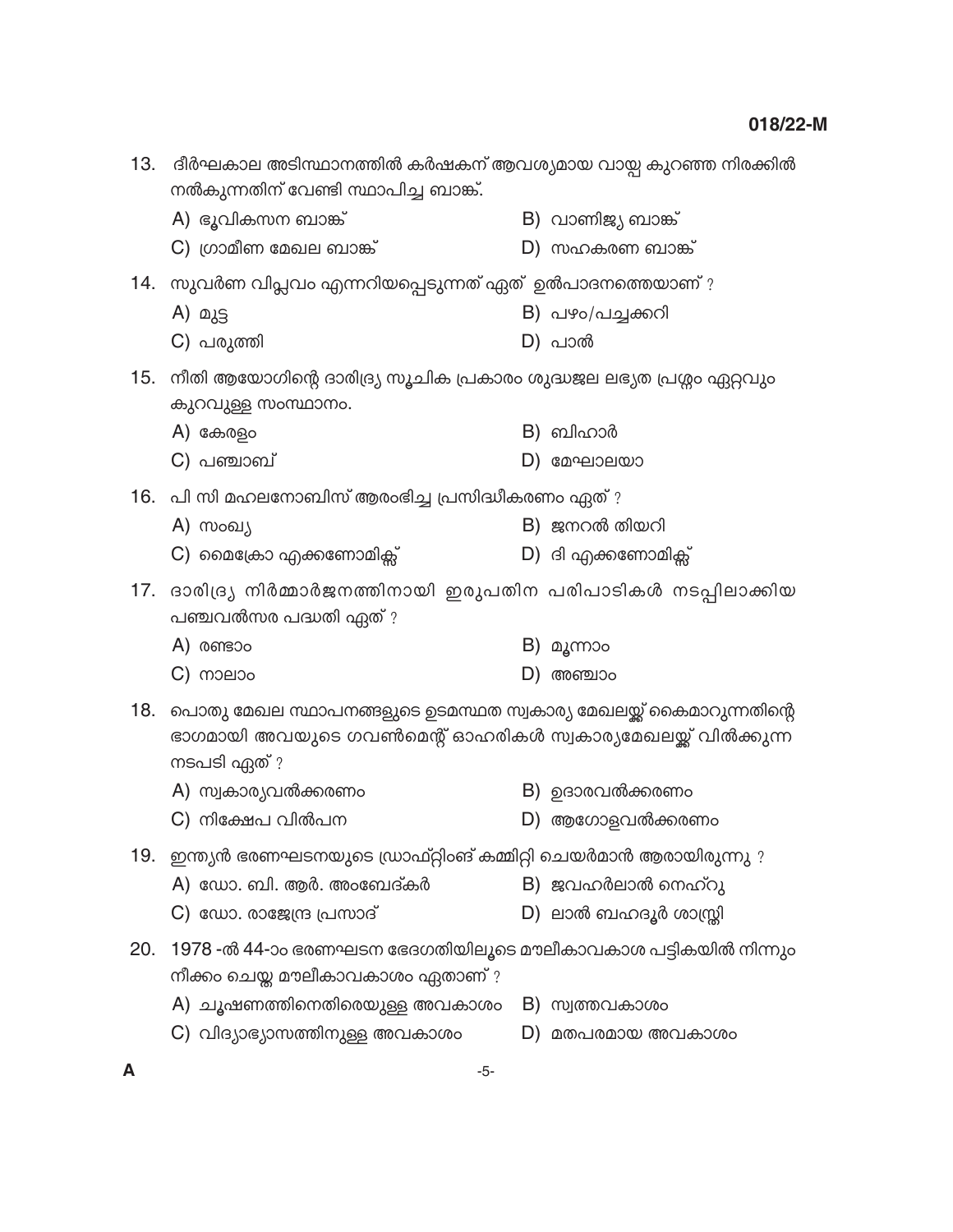13. ദീർഘകാല അടിസ്ഥാനത്തിൽ കർഷകന് ആവശ്യമായ വായ്പ കുറഞ്ഞ നിരക്കിൽ നൽകുന്നതിന് വേണ്ടി സ്ഥാപിച്ച ബാങ്ക്.

A) ഭൂവികസന ബാങ്ക്
B) വാണിജ്യ ബാങ്ക്
C) ഗ്രാമീണ മേഖല ബാങ്ക്
D) സഹകരണ ബാങ്ക്

14. സുവർണ വിപ്ലവം എന്നറിയപ്പെടുന്നത് ഏത് ഉൽപാദനത്തെയാണ് ?

A) മുട്ട
B) പഴം/പച്ചക്കറി
C) പരുത്തി
D) പാൽ

15. നീതി ആയോഗിന്റെ ദാരിദ്ര്യ സൂചിക പ്രകാരം ശുദ്ധജല ലഭ്യത പ്രശ്നം ഏറ്റവും കുറവുള്ള സംസ്ഥാനം.

A) കേരളം
B) ബിഹാർ
C) പഞ്ചാബ്
D) മേഘാലയാ

16. പി സി മഹലനോബിസ് ആരംഭിച്ച പ്രസിദ്ധീകരണം ഏത് ?

A) സംഖ്യ
B) ജനറൽ തിയറി
C) മൈക്രോ എക്കണോമിക്സ്
D) ദി എക്കണോമിക്സ്

17. ദാരിദ്ര്യ നിർമ്മാർജനത്തിനായി ഇരുപതിന പരിപാടികൾ നടപ്പിലാക്കിയ പഞ്ചവൽസര പദ്ധതി ഏത് ?

A) രണ്ടാം
B) മൂന്നാം
C) നാലാം
D) അഞ്ചാം

18. പൊതു മേഖല സ്ഥാപനങ്ങളുടെ ഉടമസ്ഥത സ്വകാര്യ മേഖലയ്ക്ക് കൈമാറുന്നതിന്റെ ഭാഗമായി അവയുടെ ഗവൺമെന്റ് ഓഹരികൾ സ്വകാര്യമേഖലയ്ക്ക് വിൽക്കുന്ന നടപടി ഏത് ?

A) സ്വകാര്യവൽക്കരണം
B) ഉദാരവൽക്കരണം
C) നിക്ഷേപ വിൽപന
D) ആഗോളവൽക്കരണം

19. ഇന്ത്യൻ ഭരണഘടനയുടെ ഡ്രാഫ്റ്റിംങ് കമ്മിറ്റി ചെയർമാൻ ആരായിരുന്നു ?

A) ഡോ. ബി. ആർ. അംബേദ്കർ
B) ജവഹർലാൽ നെഹ്റു
C) ഡോ. രാജേന്ദ്ര പ്രസാദ്
D) ലാൽ ബഹദൂർ ശാസ്ത്രി

20. 1978 -ൽ 44-ാം ഭരണഘടന ഭേദഗതിയിലൂടെ മൗലീകാവകാശ പട്ടികയിൽ നിന്നും നീക്കം ചെയ്ത മൗലീകാവകാശം ഏതാണ് ?

A) ചൂഷണത്തിനെതിരെയുള്ള അവകാശം
B) സ്വത്തവകാശം
C) വിദ്യാഭ്യാസത്തിനുള്ള അവകാശം
D) മതപരമായ അവകാശം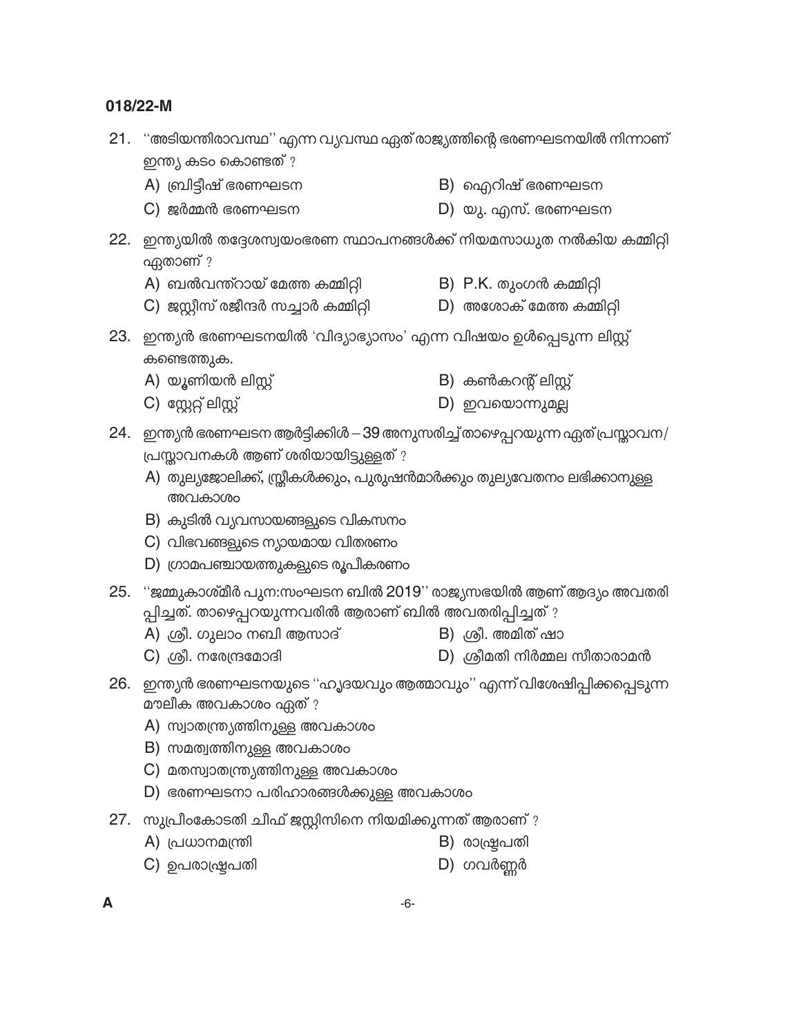21. ''അടിയന്തിരാവസ്ഥ'' എന്ന വ്യവസ്ഥ ഏത് രാജ്യത്തിന്റെ ഭരണഘടനയിൽ നിന്നാണ് ഇന്ത്യ കടം കൊണ്ടത് ?

    A) ബ്രിട്ടീഷ് ഭരണഘടന
    B) ഐറിഷ് ഭരണഘടന
    C) ജർമ്മൻ ഭരണഘടന
    D) യു. എസ്. ഭരണഘടന

22. ഇന്ത്യയിൽ തദ്ദേശസ്വയംഭരണ സ്ഥാപനങ്ങൾക്ക് നിയമസാധുത നൽകിയ കമ്മിറ്റി ഏതാണ് ?

    A) ബൽവന്ത്റായ് മേത്ത കമ്മിറ്റി
    B) P.K. തുംഗൻ കമ്മിറ്റി
    C) ജസ്റ്റീസ് രജീന്ദർ സച്ചാർ കമ്മിറ്റി
    D) അശോക് മേത്ത കമ്മിറ്റി

23. ഇന്ത്യൻ ഭരണഘടനയിൽ 'വിദ്യാഭ്യാസം' എന്ന വിഷയം ഉൾപ്പെടുന്ന ലിസ്റ്റ് കണ്ടെത്തുക.

    A) യൂണിയൻ ലിസ്റ്റ്
    B) കൺകറന്റ് ലിസ്റ്റ്
    C) സ്റ്റേറ്റ് ലിസ്റ്റ്
    D) ഇവയൊന്നുമല്ല

24. ഇന്ത്യൻ ഭരണഘടന ആർട്ടിക്കിൾ – 39 അനുസരിച്ച് താഴെപ്പറയുന്ന ഏത് പ്രസ്താവന/ പ്രസ്താവനകൾ ആണ് ശരിയായിട്ടുള്ളത് ?

    A) തുല്യജോലിക്ക്, സ്ത്രീകൾക്കും, പുരുഷൻമാർക്കും തുല്യവേതനം ലഭിക്കാനുള്ള അവകാശം
    B) കുടിൽ വ്യവസായങ്ങളുടെ വികസനം
    C) വിഭവങ്ങളുടെ ന്യായമായ വിതരണം
    D) ഗ്രാമപഞ്ചായത്തുകളുടെ രൂപീകരണം

25. ''ജമ്മുകാശ്മീർ പുന:സംഘടന ബിൽ 2019'' രാജ്യസഭയിൽ ആണ് ആദ്യം അവതരിപ്പിച്ചത്. താഴെപ്പറയുന്നവരിൽ ആരാണ് ബിൽ അവതരിപ്പിച്ചത് ?

    A) ശ്രീ. ഗുലാം നബി ആസാദ്
    B) ശ്രീ. അമിത് ഷാ
    C) ശ്രീ. നരേന്ദ്രമോദി
    D) ശ്രീമതി നിർമ്മല സീതാരാമൻ

26. ഇന്ത്യൻ ഭരണഘടനയുടെ ''ഹൃദയവും ആത്മാവും'' എന്ന് വിശേഷിപ്പിക്കപ്പെടുന്ന മൗലീക അവകാശം ഏത് ?

    A) സ്വാതന്ത്ര്യത്തിനുള്ള അവകാശം
    B) സമത്വത്തിനുള്ള അവകാശം
    C) മതസ്വാതന്ത്ര്യത്തിനുള്ള അവകാശം
    D) ഭരണഘടനാ പരിഹാരങ്ങൾക്കുള്ള അവകാശം

27. സുപ്രീംകോടതി ചീഫ് ജസ്റ്റിസിനെ നിയമിക്കുന്നത് ആരാണ് ?

    A) പ്രധാനമന്ത്രി
    B) രാഷ്ട്രപതി
    C) ഉപരാഷ്ട്രപതി
    D) ഗവർണ്ണർ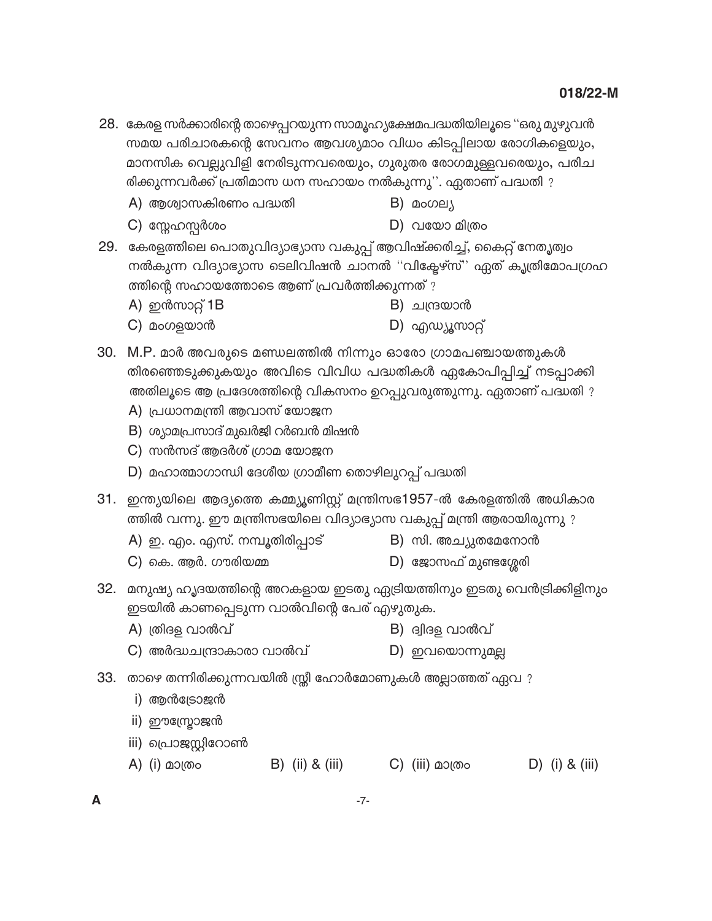28. കേരള സർക്കാരിന്റെ താഴെപ്പറയുന്ന സാമൂഹ്യക്ഷേമപദ്ധതിയിലൂടെ "ഒരു മുഴുവൻ സമയ പരിചാരകന്റെ സേവനം ആവശ്യമാം വിധം കിടപ്പിലായ രോഗികളെയും, മാനസിക വെല്ലുവിളി നേരിടുന്നവരെയും, ഗുരുതര രോഗമുള്ളവരെയും, പരിചരിക്കുന്നവർക്ക് പ്രതിമാസ ധന സഹായം നൽകുന്നു". ഏതാണ് പദ്ധതി ?

    A) ആശ്വാസകിരണം പദ്ധതി
    B) മംഗല്യ
    C) സ്നേഹസ്പർശം
    D) വയോ മിത്രം

29. കേരളത്തിലെ പൊതുവിദ്യാഭ്യാസ വകുപ്പ് ആവിഷ്ക്കരിച്ച്, കൈറ്റ് നേതൃത്വം നൽകുന്ന വിദ്യാഭ്യാസ ടെലിവിഷൻ ചാനൽ "വിക്ടേഴ്സ്" ഏത് കൃത്രിമോപഗ്രഹത്തിന്റെ സഹായത്തോടെ ആണ് പ്രവർത്തിക്കുന്നത് ?

    A) ഇൻസാറ്റ് 1B
    B) ചന്ദ്രയാൻ
    C) മംഗളയാൻ
    D) എഡ്യൂസാറ്റ്

30. M.P. മാർ അവരുടെ മണ്ഡലത്തിൽ നിന്നും ഓരോ ഗ്രാമപഞ്ചായത്തുകൾ തിരഞ്ഞെടുക്കുകയും അവിടെ വിവിധ പദ്ധതികൾ ഏകോപിപ്പിച്ച് നടപ്പാക്കി അതിലൂടെ ആ പ്രദേശത്തിന്റെ വികസനം ഉറപ്പുവരുത്തുന്നു. ഏതാണ് പദ്ധതി ?

    A) പ്രധാനമന്ത്രി ആവാസ് യോജന
    B) ശ്യാമപ്രസാദ് മുഖർജി റർബൻ മിഷൻ
    C) സൻസദ് ആദർശ് ഗ്രാമ യോജന
    D) മഹാത്മാഗാന്ധി ദേശീയ ഗ്രാമീണ തൊഴിലുറപ്പ് പദ്ധതി

31. ഇന്ത്യയിലെ ആദ്യത്തെ കമ്മ്യൂണിസ്റ്റ് മന്ത്രിസഭ1957-ൽ കേരളത്തിൽ അധികാരത്തിൽ വന്നു. ഈ മന്ത്രിസഭയിലെ വിദ്യാഭ്യാസ വകുപ്പ് മന്ത്രി ആരായിരുന്നു ?

    A) ഇ. എം. എസ്. നമ്പൂതിരിപ്പാട്
    B) സി. അച്യുതമേനോൻ
    C) കെ. ആർ. ഗൗരിയമ്മ
    D) ജോസഫ് മുണ്ടശ്ശേരി

32. മനുഷ്യ ഹൃദയത്തിന്റെ അറകളായ ഇടതു ഏട്രിയത്തിനും ഇടതു വെൻട്രിക്കിളിനും ഇടയിൽ കാണപ്പെടുന്ന വാൽവിന്റെ പേര് എഴുതുക.

    A) ത്രിദള വാൽവ്
    B) ദ്വിദള വാൽവ്
    C) അർദ്ധചന്ദ്രാകാരാ വാൽവ്
    D) ഇവയൊന്നുമല്ല

33. താഴെ തന്നിരിക്കുന്നവയിൽ സ്ത്രീ ഹോർമോണുകൾ അല്ലാത്തത് ഏവ ?

    i) ആൻട്രോജൻ
    ii) ഈസ്ട്രോജൻ
    iii) പ്രൊജസ്റ്റിറോൺ

    A) (i) മാത്രം
    B) (ii) & (iii)
    C) (iii) മാത്രം
    D) (i) & (iii)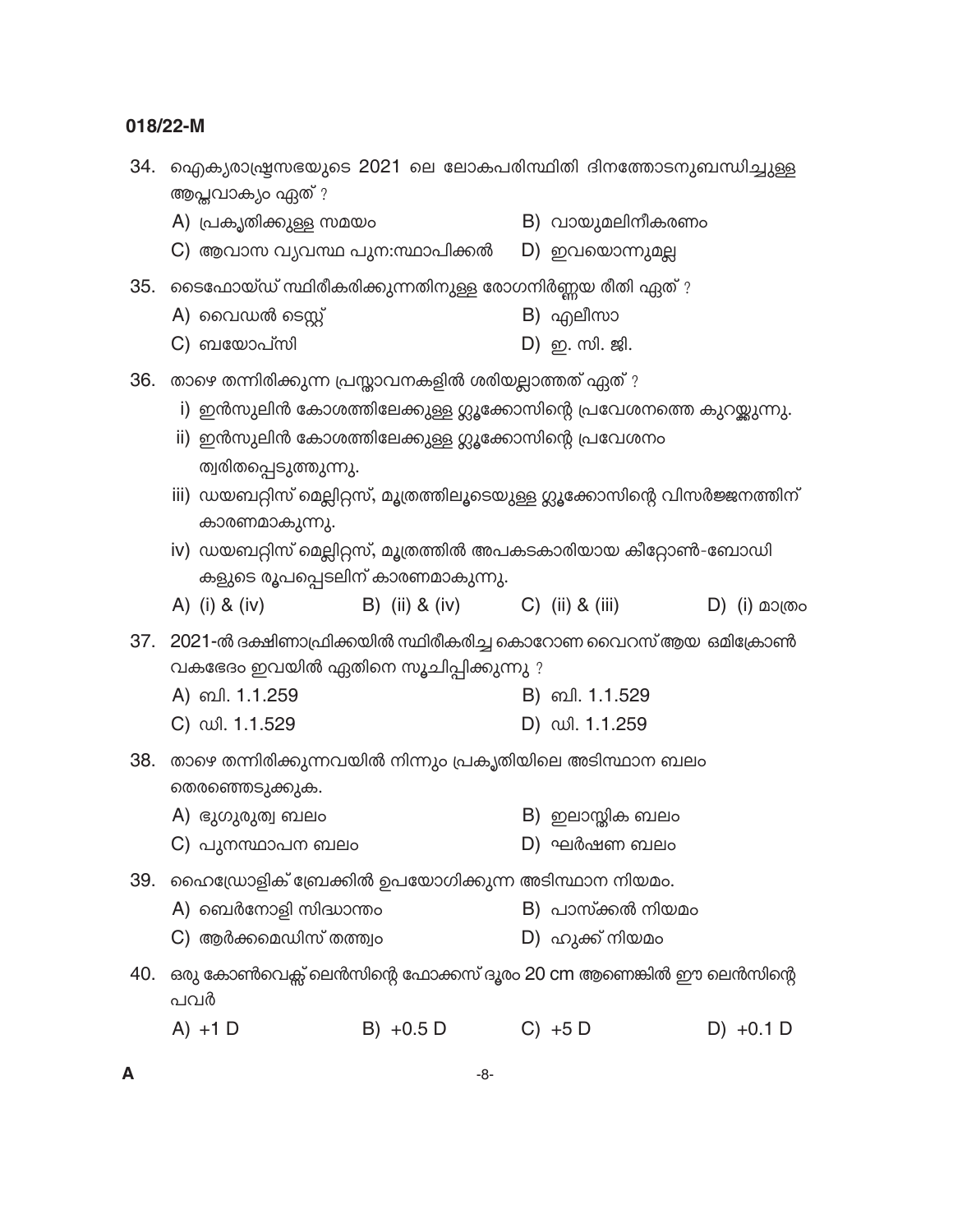34. ഐക്യരാഷ്ട്രസഭയുടെ 2021 ലെ ലോകപരിസ്ഥിതി ദിനത്തോടനുബന്ധിച്ചുള്ള ആപ്തവാക്യം ഏത് ?

A) പ്രകൃതിക്കുള്ള സമയം
B) വായുമലിനീകരണം
C) ആവാസ വ്യവസ്ഥ പുന:സ്ഥാപിക്കൽ
D) ഇവയൊന്നുമല്ല

35. ടൈഫോയ്ഡ് സ്ഥിരീകരിക്കുന്നതിനുള്ള രോഗനിർണ്ണയ രീതി ഏത് ?

A) വൈഡൽ ടെസ്റ്റ്
B) എലീസാ
C) ബയോപ്സി
D) ഇ. സി. ജി.

36. താഴെ തന്നിരിക്കുന്ന പ്രസ്താവനകളിൽ ശരിയല്ലാത്തത് ഏത് ?

i) ഇൻസുലിൻ കോശത്തിലേക്കുള്ള ഗ്ലൂക്കോസിന്റെ പ്രവേശനത്തെ കുറയ്ക്കുന്നു.
ii) ഇൻസുലിൻ കോശത്തിലേക്കുള്ള ഗ്ലൂക്കോസിന്റെ പ്രവേശനം ത്വരിതപ്പെടുത്തുന്നു.
iii) ഡയബറ്റിസ് മെല്ലിറ്റസ്, മൂത്രത്തിലൂടെയുള്ള ഗ്ലൂക്കോസിന്റെ വിസർജ്ജനത്തിന് കാരണമാകുന്നു.
iv) ഡയബറ്റിസ് മെല്ലിറ്റസ്, മൂത്രത്തിൽ അപകടകാരിയായ കീറ്റോൺ-ബോഡികളുടെ രൂപപ്പെടലിന് കാരണമാകുന്നു.

A) (i) & (iv)
B) (ii) & (iv)
C) (ii) & (iii)
D) (i) മാത്രം

37. 2021-ൽ ദക്ഷിണാഫ്രിക്കയിൽ സ്ഥിരീകരിച്ച കൊറോണ വൈറസ് ആയ ഒമിക്രോൺ വകഭേദം ഇവയിൽ ഏതിനെ സൂചിപ്പിക്കുന്നു ?

A) ബി. 1.1.259
B) ബി. 1.1.529
C) ഡി. 1.1.529
D) ഡി. 1.1.259

38. താഴെ തന്നിരിക്കുന്നവയിൽ നിന്നും പ്രകൃതിയിലെ അടിസ്ഥാന ബലം തെരഞ്ഞെടുക്കുക.

A) ഭുഗുരുത്വ ബലം
B) ഇലാസ്തിക ബലം
C) പുനസ്ഥാപന ബലം
D) ഘർഷണ ബലം

39. ഹൈഡ്രോളിക് ബ്രേക്കിൽ ഉപയോഗിക്കുന്ന അടിസ്ഥാന നിയമം.

A) ബെർനോളി സിദ്ധാന്തം
B) പാസ്ക്കൽ നിയമം
C) ആർക്കമെഡിസ് തത്ത്വം
D) ഹുക്ക് നിയമം

40. ഒരു കോൺവെക്സ് ലെൻസിന്റെ ഫോക്കസ് ദൂരം 20 cm ആണെങ്കിൽ ഈ ലെൻസിന്റെ പവർ

A) +1 D
B) +0.5 D
C) +5 D
D) +0.1 D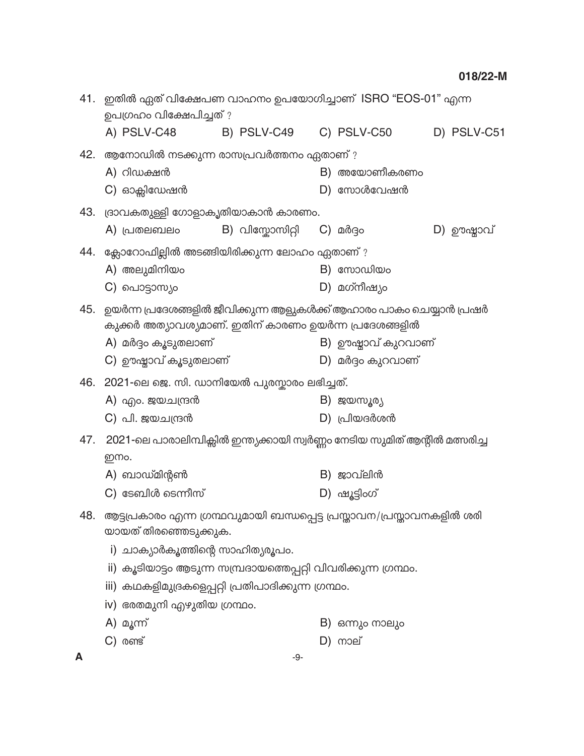41. ഇതിൽ ഏത് വിക്ഷേപണ വാഹനം ഉപയോഗിച്ചാണ് ISRO "EOS-01" എന്ന ഉപഗ്രഹം വിക്ഷേപിച്ചത് ?

A) PSLV-C48 B) PSLV-C49 C) PSLV-C50 D) PSLV-C51

42. ആനോഡിൽ നടക്കുന്ന രാസപ്രവർത്തനം ഏതാണ് ?

A) റിഡക്ഷൻ
B) അയോണീകരണം
C) ഓക്സിഡേഷൻ
D) സോൾവേഷൻ

43. ദ്രാവകതുള്ളി ഗോളാകൃതിയാകാൻ കാരണം.

A) പ്രതലബലം B) വിസ്കോസിറ്റി C) മർദ്ദം D) ഊഷ്മാവ്

44. ക്ലോറോഫില്ലിൽ അടങ്ങിയിരിക്കുന്ന ലോഹം ഏതാണ് ?

A) അലുമിനിയം
B) സോഡിയം
C) പൊട്ടാസ്യം
D) മഗ്നീഷ്യം

45. ഉയർന്ന പ്രദേശങ്ങളിൽ ജീവിക്കുന്ന ആളുകൾക്ക് ആഹാരം പാകം ചെയ്യാൻ പ്രഷർ കുക്കർ അത്യാവശ്യമാണ്. ഇതിന് കാരണം ഉയർന്ന പ്രദേശങ്ങളിൽ

A) മർദ്ദം കൂടുതലാണ്
B) ഊഷ്മാവ് കുറവാണ്
C) ഊഷ്മാവ് കൂടുതലാണ്
D) മർദ്ദം കുറവാണ്

46. 2021-ലെ ജെ. സി. ഡാനിയേൽ പുരസ്കാരം ലഭിച്ചത്.

A) എം. ജയചന്ദ്രൻ
B) ജയസൂര്യ
C) പി. ജയചന്ദ്രൻ
D) പ്രിയദർശൻ

47. 2021-ലെ പാരാലിമ്പിക്സിൽ ഇന്ത്യക്കായി സ്വർണ്ണം നേടിയ സുമിത് ആന്റിൽ മത്സരിച്ച ഇനം.

A) ബാഡ്മിന്റൺ
B) ജാവ്‌ലിൻ
C) ടേബിൾ ടെന്നീസ്
D) ഷൂട്ടിംഗ്

48. ആട്ടപ്രകാരം എന്ന ഗ്രന്ഥവുമായി ബന്ധപ്പെട്ട പ്രസ്താവന/പ്രസ്താവനകളിൽ ശരിയായത് തിരഞ്ഞെടുക്കുക.

i) ചാക്യാർകൂത്തിന്റെ സാഹിത്യരൂപം.
ii) കൂടിയാട്ടം ആടുന്ന സമ്പ്രദായത്തെപ്പറ്റി വിവരിക്കുന്ന ഗ്രന്ഥം.
iii) കഥകളിമുദ്രകളെപ്പറ്റി പ്രതിപാദിക്കുന്ന ഗ്രന്ഥം.
iv) ഭരതമുനി എഴുതിയ ഗ്രന്ഥം.

A) മൂന്ന്
B) ഒന്നും നാലും
C) രണ്ട്
D) നാല്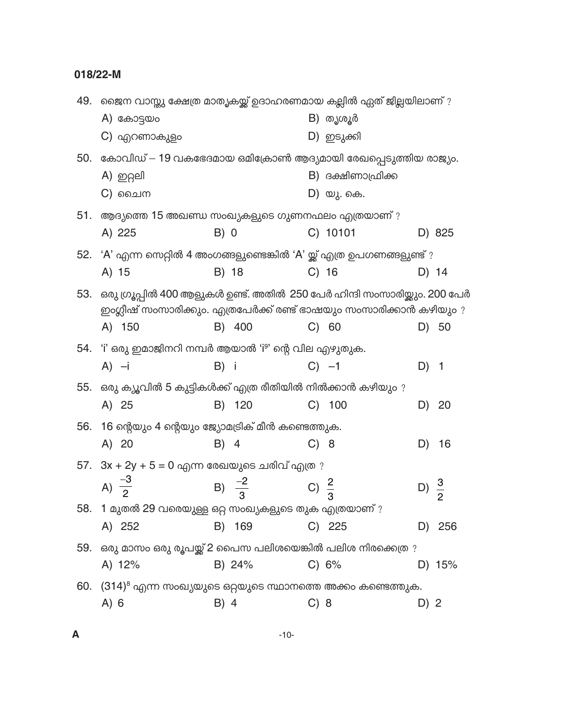49. ജൈന വാസ്തു ക്ഷേത്ര മാതൃകയ്ക്ക് ഉദാഹരണമായ കല്ലിൽ ഏത് ജില്ലയിലാണ് ?

A) കോട്ടയം
B) തൃശൂർ
C) എറണാകുളം
D) ഇടുക്കി

50. കോവിഡ് – 19 വകഭേദമായ ഒമിക്രോൺ ആദ്യമായി രേഖപ്പെടുത്തിയ രാജ്യം.

A) ഇറ്റലി
B) ദക്ഷിണാഫ്രിക്ക
C) ചൈന
D) യു. കെ.

51. ആദ്യത്തെ 15 അഖണ്ഡ സംഖ്യകളുടെ ഗുണനഫലം എത്രയാണ് ?

A) 225
B) 0
C) 10101
D) 825

52. 'A' എന്ന സെറ്റിൽ 4 അംഗങ്ങളുണ്ടെങ്കിൽ 'A' യ്ക്ക് എത്ര ഉപഗണങ്ങളുണ്ട് ?

A) 15
B) 18
C) 16
D) 14

53. ഒരു ഗ്രൂപ്പിൽ 400 ആളുകൾ ഉണ്ട്. അതിൽ 250 പേർ ഹിന്ദി സംസാരിക്കും. 200 പേർ ഇംഗ്ലീഷ് സംസാരിക്കും. എത്രപേർക്ക് രണ്ട് ഭാഷയും സംസാരിക്കാൻ കഴിയും ?

A) 150
B) 400
C) 60
D) 50

54. 'i' ഒരു ഇമാജിനറി നമ്പർ ആയാൽ '$i^9$' ന്റെ വില എഴുതുക.

A) $-i$
B) $i$
C) $-1$
D) 1

55. ഒരു ക്യൂവിൽ 5 കുട്ടികൾക്ക് എത്ര രീതിയിൽ നിൽക്കാൻ കഴിയും ?

A) 25
B) 120
C) 100
D) 20

56. 16 ന്റെയും 4 ന്റെയും ജ്യോമട്രിക് മീൻ കണ്ടെത്തുക.

A) 20
B) 4
C) 8
D) 16

57. $3x + 2y + 5 = 0$ എന്ന രേഖയുടെ ചരിവ് എത്ര ?

A) $\frac{-3}{2}$
B) $\frac{-2}{3}$
C) $\frac{2}{3}$
D) $\frac{3}{2}$

58. 1 മുതൽ 29 വരെയുള്ള ഒറ്റ സംഖ്യകളുടെ തുക എത്രയാണ് ?

A) 252
B) 169
C) 225
D) 256

59. ഒരു മാസം ഒരു രൂപയ്ക്ക് 2 പൈസ പലിശയെങ്കിൽ പലിശ നിരക്കെത്ര ?

A) 12%
B) 24%
C) 6%
D) 15%

60. $(314)^8$ എന്ന സംഖ്യയുടെ ഒറ്റയുടെ സ്ഥാനത്തെ അക്കം കണ്ടെത്തുക.

A) 6
B) 4
C) 8
D) 2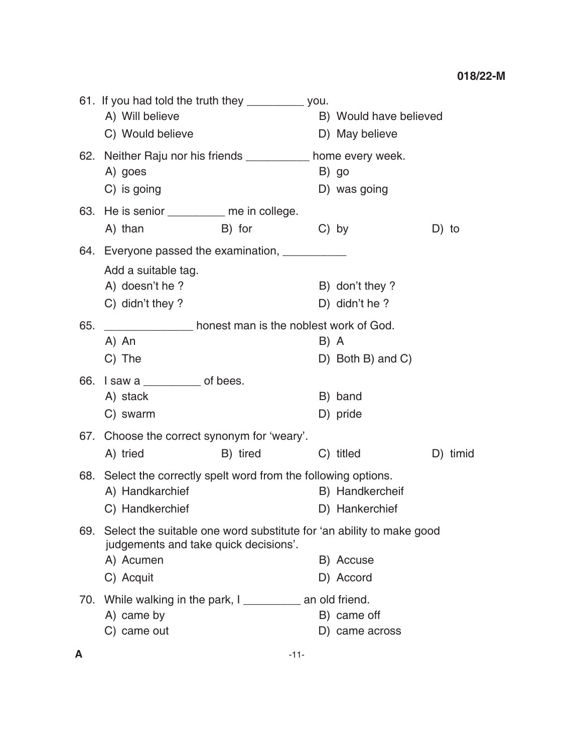61. If you had told the truth they _________ you.

A) Will believe
B) Would have believed
C) Would believe
D) May believe

62. Neither Raju nor his friends __________ home every week.

A) goes
B) go
C) is going
D) was going

63. He is senior _________ me in college.

A) than
B) for
C) by
D) to

64. Everyone passed the examination, __________

Add a suitable tag.

A) doesn't he ?
B) don't they ?
C) didn't they ?
D) didn't he ?

65. _____________ honest man is the noblest work of God.

A) An
B) A
C) The
D) Both B) and C)

66. I saw a _________ of bees.

A) stack
B) band
C) swarm
D) pride

67. Choose the correct synonym for 'weary'.

A) tried
B) tired
C) titled
D) timid

68. Select the correctly spelt word from the following options.

A) Handkarchief
B) Handkercheif
C) Handkerchief
D) Hankerchief

69. Select the suitable one word substitute for 'an ability to make good judgements and take quick decisions'.

A) Acumen
B) Accuse
C) Acquit
D) Accord

70. While walking in the park, I _________ an old friend.

A) came by
B) came off
C) came out
D) came across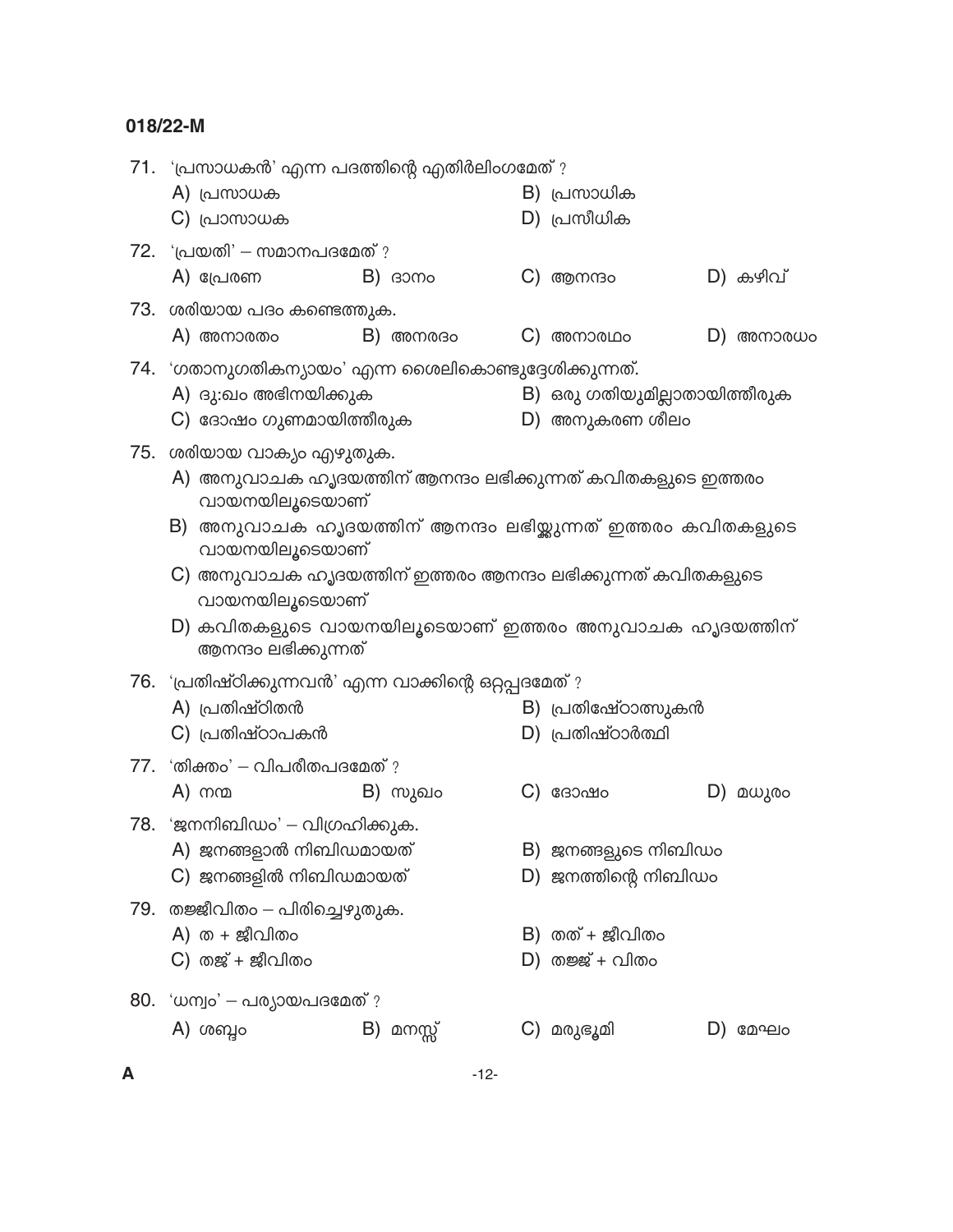71. 'പ്രസാധകൻ' എന്ന പദത്തിന്റെ എതിർലിംഗമേത് ?

A) പ്രസാധക
B) പ്രസാധിക
C) പ്രാസാധക
D) പ്രസീധിക

72. 'പ്രയതി' – സമാനപദമേത് ?

A) പ്രേരണ
B) ദാനം
C) ആനന്ദം
D) കഴിവ്

73. ശരിയായ പദം കണ്ടെത്തുക.

A) അനാരതം
B) അനരദം
C) അനാരഥം
D) അനാരധം

74. 'ഗതാനുഗതികന്യായം' എന്ന ശൈലികൊണ്ടുദ്ദേശിക്കുന്നത്.

A) ദു:ഖം അഭിനയിക്കുക
B) ഒരു ഗതിയുമില്ലാതായിത്തീരുക
C) ദോഷം ഗുണമായിത്തീരുക
D) അനുകരണ ശീലം

75. ശരിയായ വാക്യം എഴുതുക.

A) അനുവാചക ഹൃദയത്തിന് ആനന്ദം ലഭിക്കുന്നത് കവിതകളുടെ ഇത്തരം വായനയിലൂടെയാണ്
B) അനുവാചക ഹൃദയത്തിന് ആനന്ദം ലഭിക്കുന്നത് ഇത്തരം കവിതകളുടെ വായനയിലൂടെയാണ്
C) അനുവാചക ഹൃദയത്തിന് ഇത്തരം ആനന്ദം ലഭിക്കുന്നത് കവിതകളുടെ വായനയിലൂടെയാണ്
D) കവിതകളുടെ വായനയിലൂടെയാണ് ഇത്തരം അനുവാചക ഹൃദയത്തിന് ആനന്ദം ലഭിക്കുന്നത്

76. 'പ്രതിഷ്ഠിക്കുന്നവൻ' എന്ന വാക്കിന്റെ ഒറ്റപ്പദമേത് ?

A) പ്രതിഷ്ഠിതൻ
B) പ്രതിഷ്ഠോത്സുകൻ
C) പ്രതിഷ്ഠാപകൻ
D) പ്രതിഷ്ഠാർത്ഥി

77. 'തിക്തം' – വിപരീതപദമേത് ?

A) നന്മ
B) സുഖം
C) ദോഷം
D) മധുരം

78. 'ജനനിബിഡം' – വിഗ്രഹിക്കുക.

A) ജനങ്ങളാൽ നിബിഡമായത്
B) ജനങ്ങളുടെ നിബിഡം
C) ജനങ്ങളിൽ നിബിഡമായത്
D) ജനത്തിന്റെ നിബിഡം

79. തജ്ജീവിതം – പിരിച്ചെഴുതുക.

A) ത + ജീവിതം
B) തത് + ജീവിതം
C) തജ് + ജീവിതം
D) തജ്ജ് + വിതം

80. 'ധന്വം' – പര്യായപദമേത് ?

A) ശബ്ദം
B) മനസ്സ്
C) മരുഭൂമി
D) മേഘം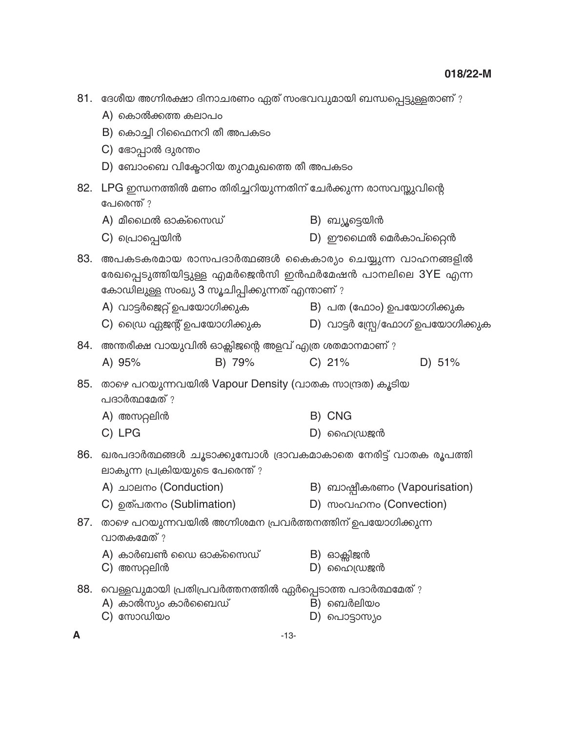81. ദേശീയ അഗ്നിരക്ഷാ ദിനാചരണം ഏത് സംഭവവുമായി ബന്ധപ്പെട്ടുള്ളതാണ് ?

A) കൊൽക്കത്ത കലാപം

B) കൊച്ചി റിഫൈനറി തീ അപകടം

C) ഭോപ്പാൽ ദുരന്തം

D) ബോംബെ വിക്ടോറിയ തുറമുഖത്തെ തീ അപകടം

82. LPG ഇന്ധനത്തിൽ മണം തിരിച്ചറിയുന്നതിന് ചേർക്കുന്ന രാസവസ്തുവിന്റെ പേരെന്ത് ?

A) മീഥൈൽ ഓക്സൈഡ്

B) ബ്യൂട്ടെയിൻ

C) പ്രൊപ്പെയിൻ

D) ഈഥൈൽ മെർകാപ്റ്റെൻ

83. അപകടകരമായ രാസപദാർത്ഥങ്ങൾ കൈകാര്യം ചെയ്യുന്ന വാഹനങ്ങളിൽ രേഖപ്പെടുത്തിയിട്ടുള്ള എമർജെൻസി ഇൻഫർമേഷൻ പാനലിലെ 3YE എന്ന കോഡിലുള്ള സംഖ്യ 3 സൂചിപ്പിക്കുന്നത് എന്താണ് ?

A) വാട്ടർജെറ്റ് ഉപയോഗിക്കുക

B) പത (ഫോം) ഉപയോഗിക്കുക

C) ഡ്രൈ ഏജന്റ് ഉപയോഗിക്കുക

D) വാട്ടർ സ്പ്രേ/ഫോഗ് ഉപയോഗിക്കുക

84. അന്തരീക്ഷ വായുവിൽ ഓക്സിജന്റെ അളവ് എത്ര ശതമാനമാണ് ?

A) 95%

B) 79%

C) 21%

D) 51%

85. താഴെ പറയുന്നവയിൽ Vapour Density (വാതക സാന്ദ്രത) കൂടിയ പദാർത്ഥമേത് ?

A) അസറ്റലിൻ

B) CNG

C) LPG

D) ഹൈഡ്രജൻ

86. ഖരപദാർത്ഥങ്ങൾ ചൂടാക്കുമ്പോൾ ദ്രാവകമാകാതെ നേരിട്ട് വാതക രൂപത്തിലാകുന്ന പ്രക്രിയയുടെ പേരെന്ത് ?

A) ചാലനം (Conduction)

B) ബാഷ്പീകരണം (Vapourisation)

C) ഉത്പതനം (Sublimation)

D) സംവഹനം (Convection)

87. താഴെ പറയുന്നവയിൽ അഗ്നിശമന പ്രവർത്തനത്തിന് ഉപയോഗിക്കുന്ന വാതകമേത് ?

A) കാർബൺ ഡൈ ഓക്സൈഡ്

B) ഓക്സിജൻ

C) അസറ്റലിൻ

D) ഹൈഡ്രജൻ

88. വെള്ളവുമായി പ്രതിപ്രവർത്തനത്തിൽ ഏർപ്പെടാത്ത പദാർത്ഥമേത് ?

A) കാൽസ്യം കാർബൈഡ്

B) ബെർലിയം

C) സോഡിയം

D) പൊട്ടാസ്യം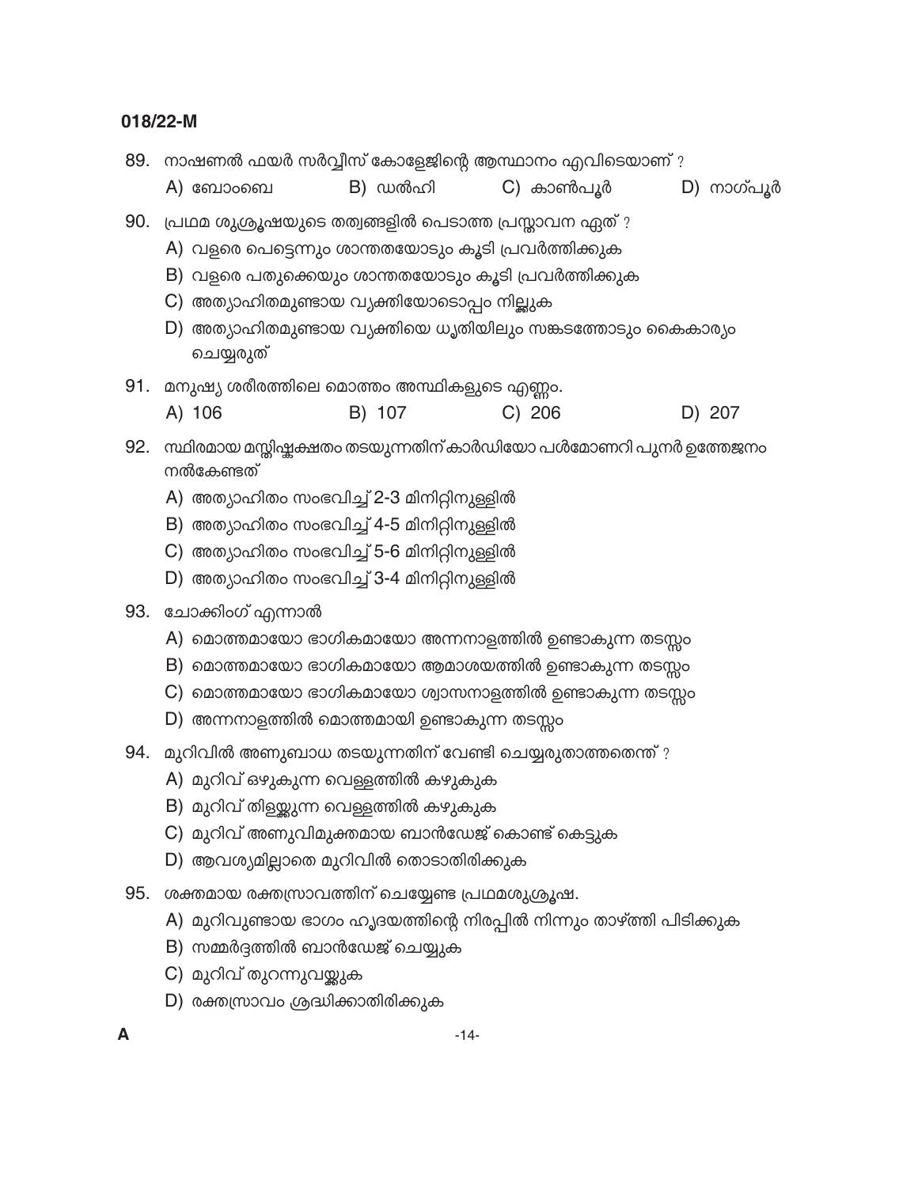89. നാഷണൽ ഫയർ സർവ്വീസ് കോളേജിന്റെ ആസ്ഥാനം എവിടെയാണ് ?

A) ബോംബെ

B) ഡൽഹി

C) കാൺപൂർ

D) നാഗ്പൂർ

90. പ്രഥമ ശുശ്രൂഷയുടെ തത്വങ്ങളിൽ പെടാത്ത പ്രസ്താവന ഏത് ?

A) വളരെ പെട്ടെന്നും ശാന്തതയോടും കൂടി പ്രവർത്തിക്കുക

B) വളരെ പതുക്കെയും ശാന്തതയോടും കൂടി പ്രവർത്തിക്കുക

C) അത്യാഹിതമുണ്ടായ വ്യക്തിയോടൊപ്പം നില്ക്കുക

D) അത്യാഹിതമുണ്ടായ വ്യക്തിയെ ധൃതിയിലും സങ്കടത്തോടും കൈകാര്യം ചെയ്യരുത്

91. മനുഷ്യ ശരീരത്തിലെ മൊത്തം അസ്ഥികളുടെ എണ്ണം.

A) 106

B) 107

C) 206

D) 207

92. സ്ഥിരമായ മസ്തിഷ്കക്ഷതം തടയുന്നതിന് കാർഡിയോ പൾമോണറി പുനർ ഉത്തേജനം നൽകേണ്ടത്

A) അത്യാഹിതം സംഭവിച്ച് 2-3 മിനിറ്റിനുള്ളിൽ

B) അത്യാഹിതം സംഭവിച്ച് 4-5 മിനിറ്റിനുള്ളിൽ

C) അത്യാഹിതം സംഭവിച്ച് 5-6 മിനിറ്റിനുള്ളിൽ

D) അത്യാഹിതം സംഭവിച്ച് 3-4 മിനിറ്റിനുള്ളിൽ

93. ചോക്കിംഗ് എന്നാൽ

A) മൊത്തമായോ ഭാഗികമായോ അന്നനാളത്തിൽ ഉണ്ടാകുന്ന തടസ്സം

B) മൊത്തമായോ ഭാഗികമായോ ആമാശയത്തിൽ ഉണ്ടാകുന്ന തടസ്സം

C) മൊത്തമായോ ഭാഗികമായോ ശ്വാസനാളത്തിൽ ഉണ്ടാകുന്ന തടസ്സം

D) അന്നനാളത്തിൽ മൊത്തമായി ഉണ്ടാകുന്ന തടസ്സം

94. മുറിവിൽ അണുബാധ തടയുന്നതിന് വേണ്ടി ചെയ്യരുതാത്തതെന്ത് ?

A) മുറിവ് ഒഴുകുന്ന വെള്ളത്തിൽ കഴുകുക

B) മുറിവ് തിളയ്ക്കുന്ന വെള്ളത്തിൽ കഴുകുക

C) മുറിവ് അണുവിമുക്തമായ ബാൻഡേജ് കൊണ്ട് കെട്ടുക

D) ആവശ്യമില്ലാതെ മുറിവിൽ തൊടാതിരിക്കുക

95. ശക്തമായ രക്തസ്രാവത്തിന് ചെയ്യേണ്ട പ്രഥമശുശ്രൂഷ.

A) മുറിവുണ്ടായ ഭാഗം ഹൃദയത്തിന്റെ നിരപ്പിൽ നിന്നും താഴ്ത്തി പിടിക്കുക

B) സമ്മർദ്ദത്തിൽ ബാൻഡേജ് ചെയ്യുക

C) മുറിവ് തുറന്നുവയ്ക്കുക

D) രക്തസ്രാവം ശ്രദ്ധിക്കാതിരിക്കുക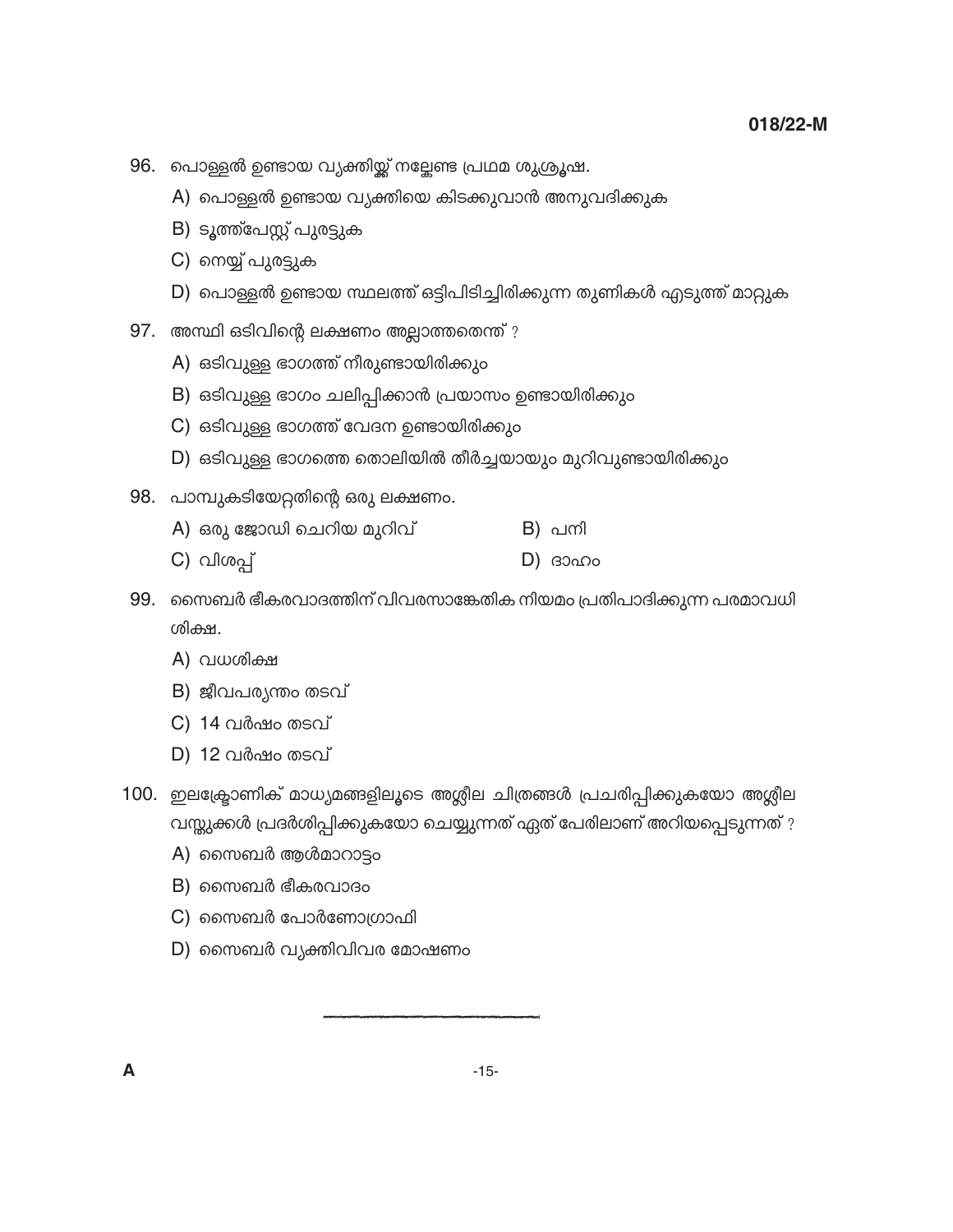96. പൊള്ളൽ ഉണ്ടായ വ്യക്തിയ്ക്ക് നല്കേണ്ട പ്രഥമ ശുശ്രൂഷ.

A) പൊള്ളൽ ഉണ്ടായ വ്യക്തിയെ കിടക്കുവാൻ അനുവദിക്കുക

B) ടൂത്ത്പേസ്റ്റ് പുരട്ടുക

C) നെയ്യ് പുരട്ടുക

D) പൊള്ളൽ ഉണ്ടായ സ്ഥലത്ത് ഒട്ടിപിടിച്ചിരിക്കുന്ന തുണികൾ എടുത്ത് മാറ്റുക

97. അസ്ഥി ഒടിവിന്റെ ലക്ഷണം അല്ലാത്തതെന്ത് ?

A) ഒടിവുള്ള ഭാഗത്ത് നീരുണ്ടായിരിക്കും

B) ഒടിവുള്ള ഭാഗം ചലിപ്പിക്കാൻ പ്രയാസം ഉണ്ടായിരിക്കും

C) ഒടിവുള്ള ഭാഗത്ത് വേദന ഉണ്ടായിരിക്കും

D) ഒടിവുള്ള ഭാഗത്തെ തൊലിയിൽ തീർച്ചയായും മുറിവുണ്ടായിരിക്കും

98. പാമ്പുകടിയേറ്റതിന്റെ ഒരു ലക്ഷണം.

A) ഒരു ജോഡി ചെറിയ മുറിവ്

B) പനി

C) വിശപ്പ്

D) ദാഹം

99. സൈബർ ഭീകരവാദത്തിന് വിവരസാങ്കേതിക നിയമം പ്രതിപാദിക്കുന്ന പരമാവധി ശിക്ഷ.

A) വധശിക്ഷ

B) ജീവപര്യന്തം തടവ്

C) 14 വർഷം തടവ്

D) 12 വർഷം തടവ്

100. ഇലക്ട്രോണിക് മാധ്യമങ്ങളിലൂടെ അശ്ലീല ചിത്രങ്ങൾ പ്രചരിപ്പിക്കുകയോ അശ്ലീല വസ്തുക്കൾ പ്രദർശിപ്പിക്കുകയോ ചെയ്യുന്നത് ഏത് പേരിലാണ് അറിയപ്പെടുന്നത് ?

A) സൈബർ ആൾമാറാട്ടം

B) സൈബർ ഭീകരവാദം

C) സൈബർ പോർണോഗ്രാഫി

D) സൈബർ വ്യക്തിവിവര മോഷണം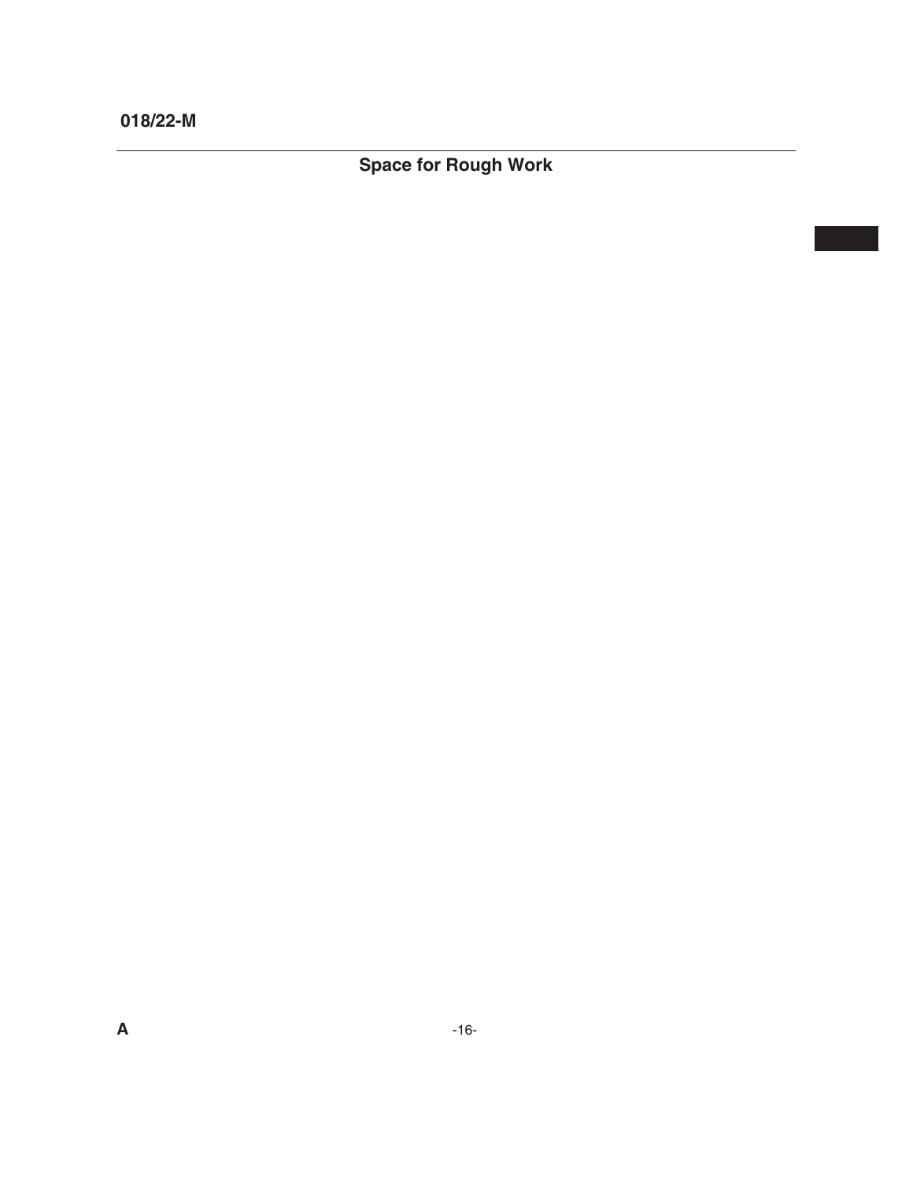## Space for Rough Work